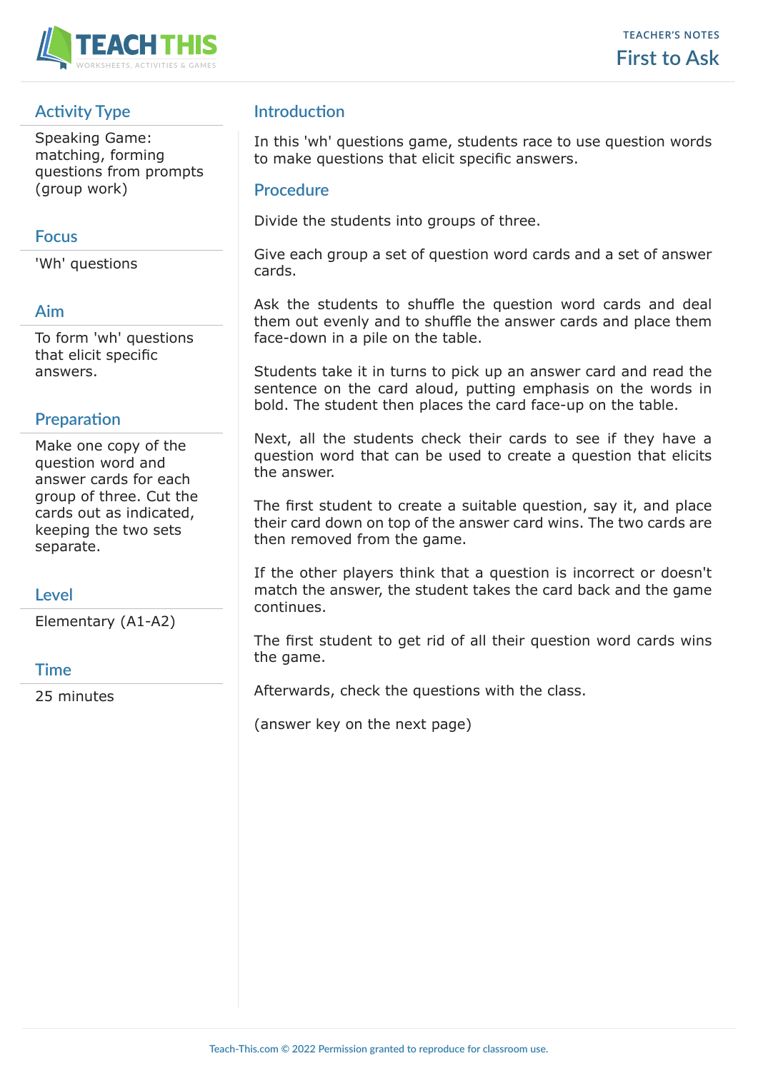# First to Ask

TEACHER'S NOTES

## Activity Type

Speaking Game: matching, forming questions from prompts (group work)

## Focus

'Wh' questions

## Aim

To form 'wh' questions that elicit specific answers.

## Preparation

Make one copy of the question word and answer cards for each group of three. Cut the cards out as indicated, keeping the two sets separate.

## Level

Elementary (A1-A2)

## Time

25 minutes

## Introduction

In this 'wh' questions game, students race to use question words to make questions that elicit specific answers.

## Procedure

Divide the students into groups of three.

Give each group a set of question word cards and a set of answer cards.

Ask the students to shuffle the question word cards and deal them out evenly and to shuffle the answer cards and place them face-down in a pile on the table.

Students take it in turns to pick up an answer card and read the sentence on the card aloud, putting emphasis on the words in bold. The student then places the card face-up on the table.

Next, all the students check their cards to see if they have a question word that can be used to create a question that elicits the answer.

The first student to create a suitable question, say it, and place their card down on top of the answer card wins. The two cards are then removed from the game.

If the other players think that a question is incorrect or doesn't match the answer, the student takes the card back and the game continues.

The first student to get rid of all their question word cards wins the game.

Afterwards, check the questions with the class.

(answer key on the next page)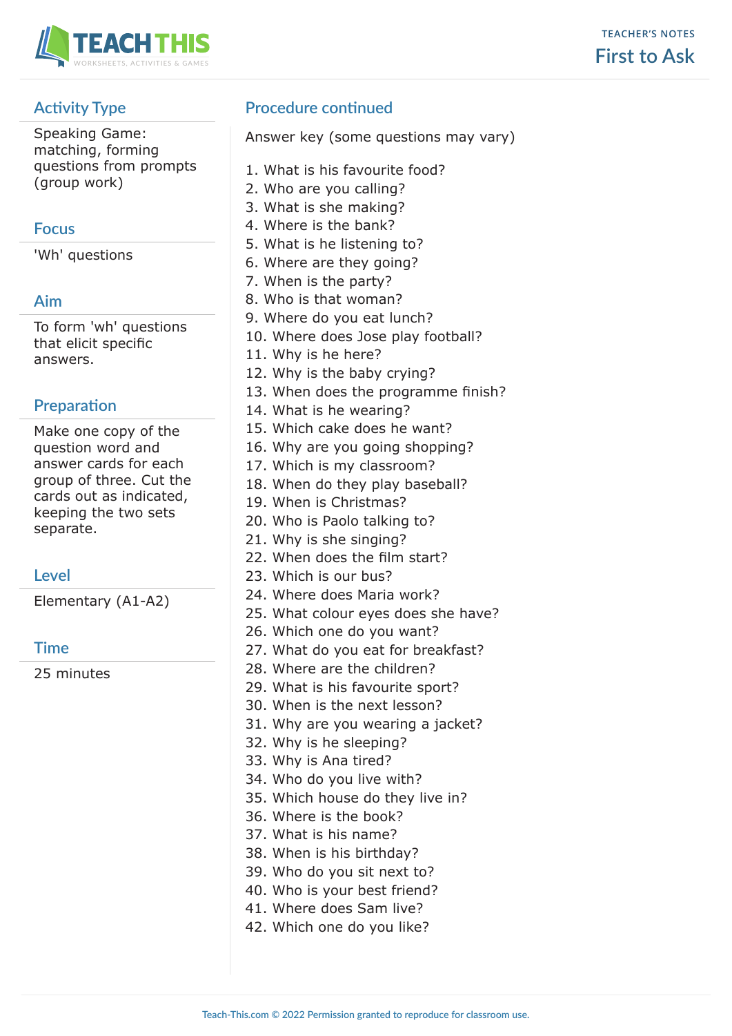## Activity Type

Speaking Game: matching, forming questions from prompts (group work)

## Focus

'Wh' questions

## Aim

To form 'wh' questions that elicit specific answers.

## Preparation

Make one copy of the question word and answer cards for each group of three. Cut the cards out as indicated, keeping the two sets separate.

## Level

Elementary (A1-A2)

## Time

25 minutes

## Procedure continued

Answer key (some questions may vary)

1. What is his favourite food?
2. Who are you calling?
3. What is she making?
4. Where is the bank?
5. What is he listening to?
6. Where are they going?
7. When is the party?
8. Who is that woman?
9. Where do you eat lunch?
10. Where does Jose play football?
11. Why is he here?
12. Why is the baby crying?
13. When does the programme finish?
14. What is he wearing?
15. Which cake does he want?
16. Why are you going shopping?
17. Which is my classroom?
18. When do they play baseball?
19. When is Christmas?
20. Who is Paolo talking to?
21. Why is she singing?
22. When does the film start?
23. Which is our bus?
24. Where does Maria work?
25. What colour eyes does she have?
26. Which one do you want?
27. What do you eat for breakfast?
28. Where are the children?
29. What is his favourite sport?
30. When is the next lesson?
31. Why are you wearing a jacket?
32. Why is he sleeping?
33. Why is Ana tired?
34. Who do you live with?
35. Which house do they live in?
36. Where is the book?
37. What is his name?
38. When is his birthday?
39. Who do you sit next to?
40. Who is your best friend?
41. Where does Sam live?
42. Which one do you like?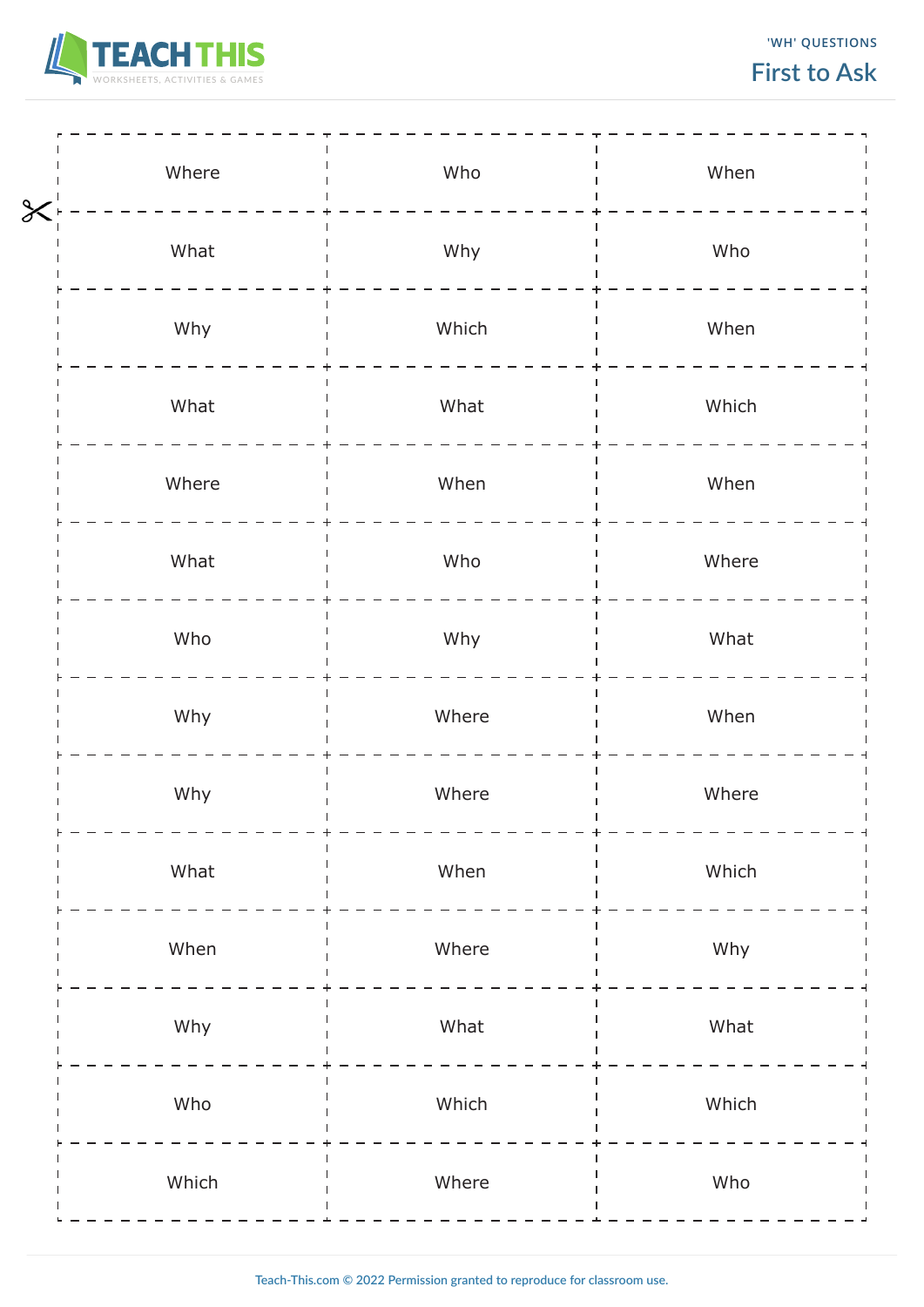'WH' QUESTIONS

# First to Ask

| | | |
|---|---|---|
| Where | Who | When |
| What | Why | Who |
| Why | Which | When |
| What | What | Which |
| Where | When | When |
| What | Who | Where |
| Who | Why | What |
| Why | Where | When |
| Why | Where | Where |
| What | When | Which |
| When | Where | Why |
| Why | What | What |
| Who | Which | Which |
| Which | Where | Who |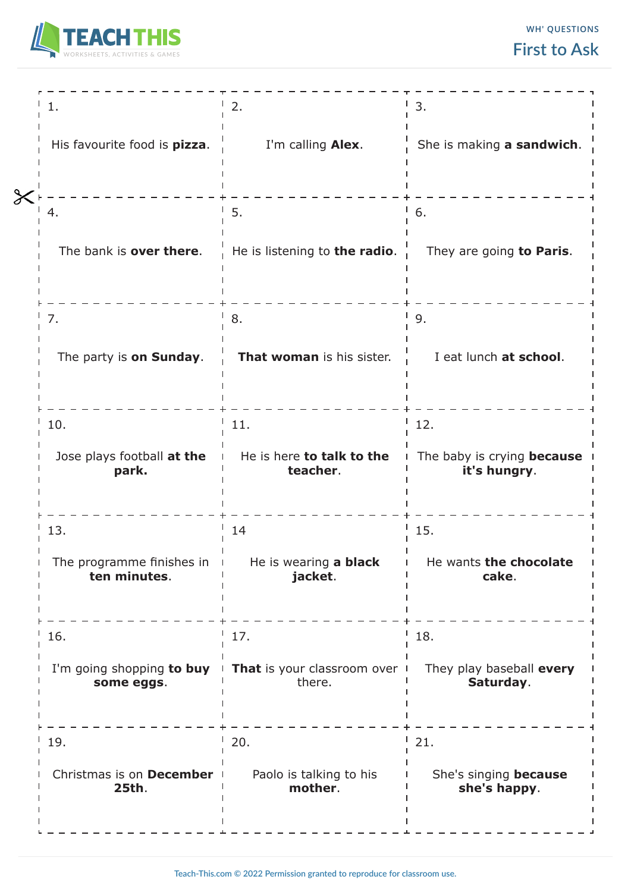## WH' QUESTIONS

# First to Ask

| | | |
|---|---|---|
| 1. His favourite food is **pizza**. | 2. I'm calling **Alex**. | 3. She is making **a sandwich**. |
| 4. The bank is **over there**. | 5. He is listening to **the radio**. | 6. They are going **to Paris**. |
| 7. The party is **on Sunday**. | 8. **That woman** is his sister. | 9. I eat lunch **at school**. |
| 10. Jose plays football **at the park.** | 11. He is here **to talk to the teacher**. | 12. The baby is crying **because it's hungry**. |
| 13. The programme finishes in **ten minutes**. | 14 He is wearing **a black jacket**. | 15. He wants **the chocolate cake**. |
| 16. I'm going shopping **to buy some eggs**. | 17. **That** is your classroom over there. | 18. They play baseball **every Saturday**. |
| 19. Christmas is on **December 25th**. | 20. Paolo is talking to his **mother**. | 21. She's singing **because she's happy**. |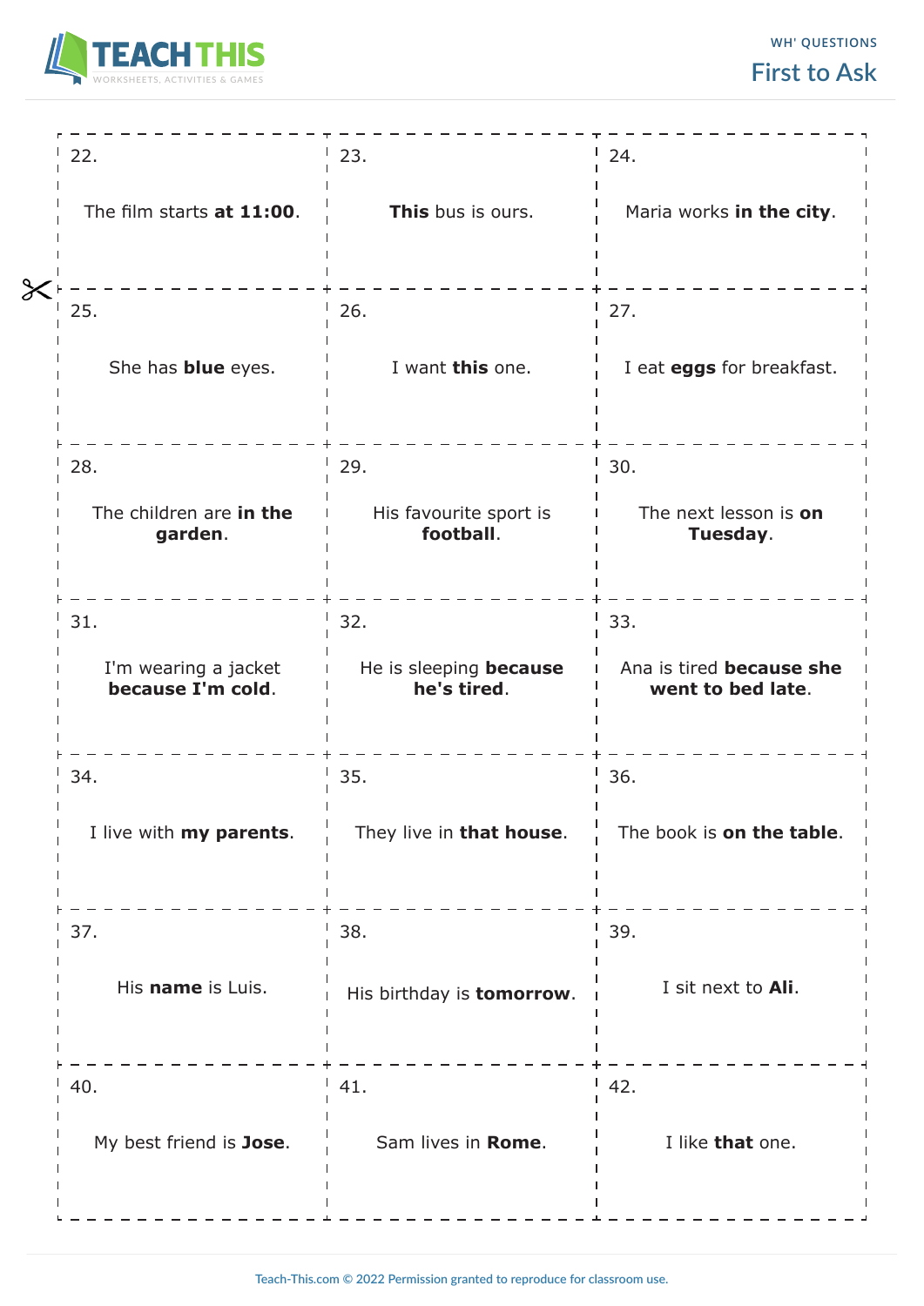| | | |
|---|---|---|
| 22. The film starts **at 11:00**. | 23. **This** bus is ours. | 24. Maria works **in the city**. |
| 25. She has **blue** eyes. | 26. I want **this** one. | 27. I eat **eggs** for breakfast. |
| 28. The children are **in the garden**. | 29. His favourite sport is **football**. | 30. The next lesson is **on Tuesday**. |
| 31. I'm wearing a jacket **because I'm cold**. | 32. He is sleeping **because he's tired**. | 33. Ana is tired **because she went to bed late**. |
| 34. I live with **my parents**. | 35. They live in **that house**. | 36. The book is **on the table**. |
| 37. His **name** is Luis. | 38. His birthday is **tomorrow**. | 39. I sit next to **Ali**. |
| 40. My best friend is **Jose**. | 41. Sam lives in **Rome**. | 42. I like **that** one. |